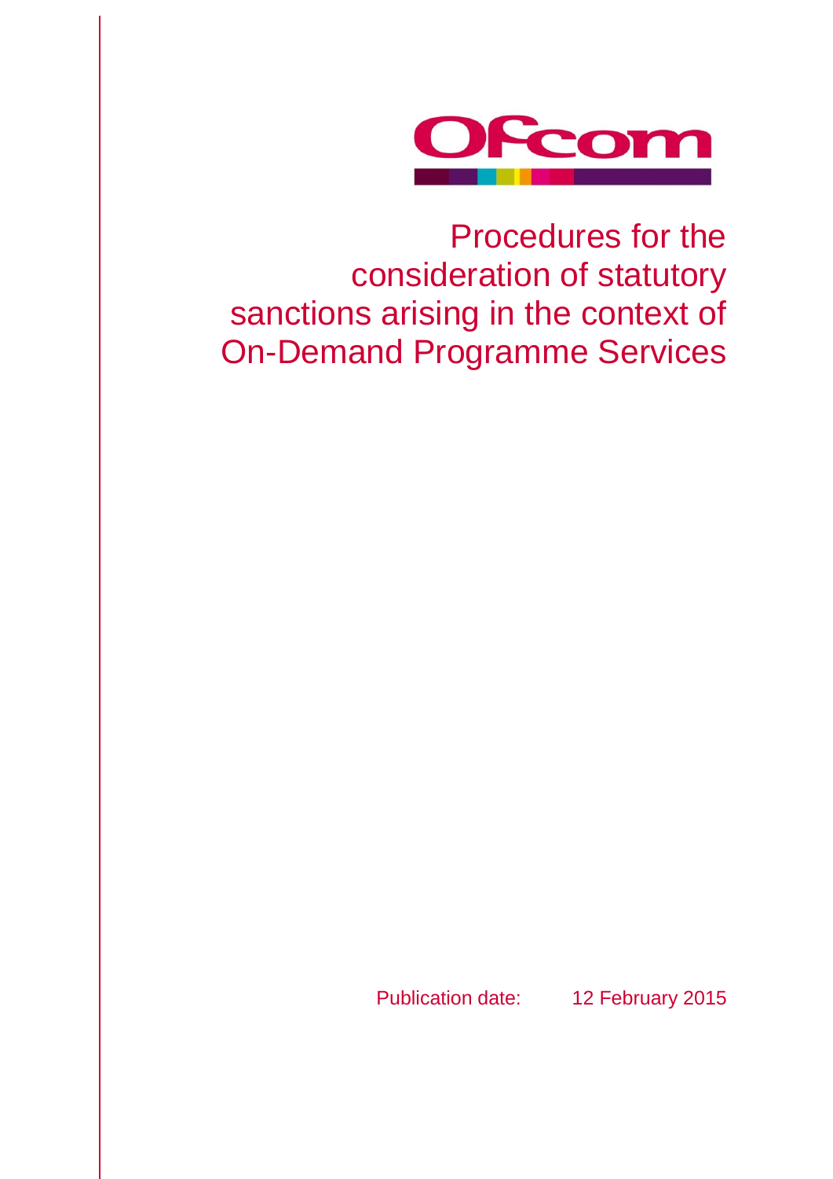Ofcom

# Procedures for the consideration of statutory sanctions arising in the context of On-Demand Programme Services

Publication date: 12 February 2015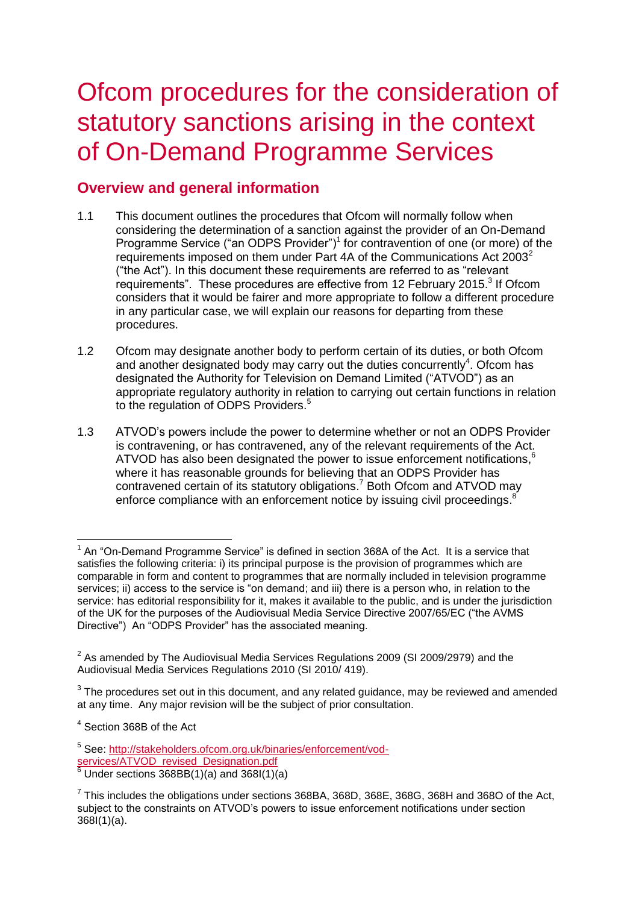# Ofcom procedures for the consideration of statutory sanctions arising in the context of On-Demand Programme Services

## Overview and general information

1.1 This document outlines the procedures that Ofcom will normally follow when considering the determination of a sanction against the provider of an On-Demand Programme Service ("an ODPS Provider")[1] for contravention of one (or more) of the requirements imposed on them under Part 4A of the Communications Act 2003[2] ("the Act"). In this document these requirements are referred to as "relevant requirements". These procedures are effective from 12 February 2015.[3] If Ofcom considers that it would be fairer and more appropriate to follow a different procedure in any particular case, we will explain our reasons for departing from these procedures.

1.2 Ofcom may designate another body to perform certain of its duties, or both Ofcom and another designated body may carry out the duties concurrently[4]. Ofcom has designated the Authority for Television on Demand Limited ("ATVOD") as an appropriate regulatory authority in relation to carrying out certain functions in relation to the regulation of ODPS Providers.[5]

1.3 ATVOD's powers include the power to determine whether or not an ODPS Provider is contravening, or has contravened, any of the relevant requirements of the Act. ATVOD has also been designated the power to issue enforcement notifications,[6] where it has reasonable grounds for believing that an ODPS Provider has contravened certain of its statutory obligations.[7] Both Ofcom and ATVOD may enforce compliance with an enforcement notice by issuing civil proceedings.[8]

---

[1] An "On-Demand Programme Service" is defined in section 368A of the Act. It is a service that satisfies the following criteria: i) its principal purpose is the provision of programmes which are comparable in form and content to programmes that are normally included in television programme services; ii) access to the service is "on demand; and iii) there is a person who, in relation to the service: has editorial responsibility for it, makes it available to the public, and is under the jurisdiction of the UK for the purposes of the Audiovisual Media Service Directive 2007/65/EC ("the AVMS Directive") An "ODPS Provider" has the associated meaning.

[2] As amended by The Audiovisual Media Services Regulations 2009 (SI 2009/2979) and the Audiovisual Media Services Regulations 2010 (SI 2010/ 419).

[3] The procedures set out in this document, and any related guidance, may be reviewed and amended at any time. Any major revision will be the subject of prior consultation.

[4] Section 368B of the Act

[5] See: http://stakeholders.ofcom.org.uk/binaries/enforcement/vod-services/ATVOD_revised_Designation.pdf

[6] Under sections 368BB(1)(a) and 368I(1)(a)

[7] This includes the obligations under sections 368BA, 368D, 368E, 368G, 368H and 368O of the Act, subject to the constraints on ATVOD's powers to issue enforcement notifications under section 368I(1)(a).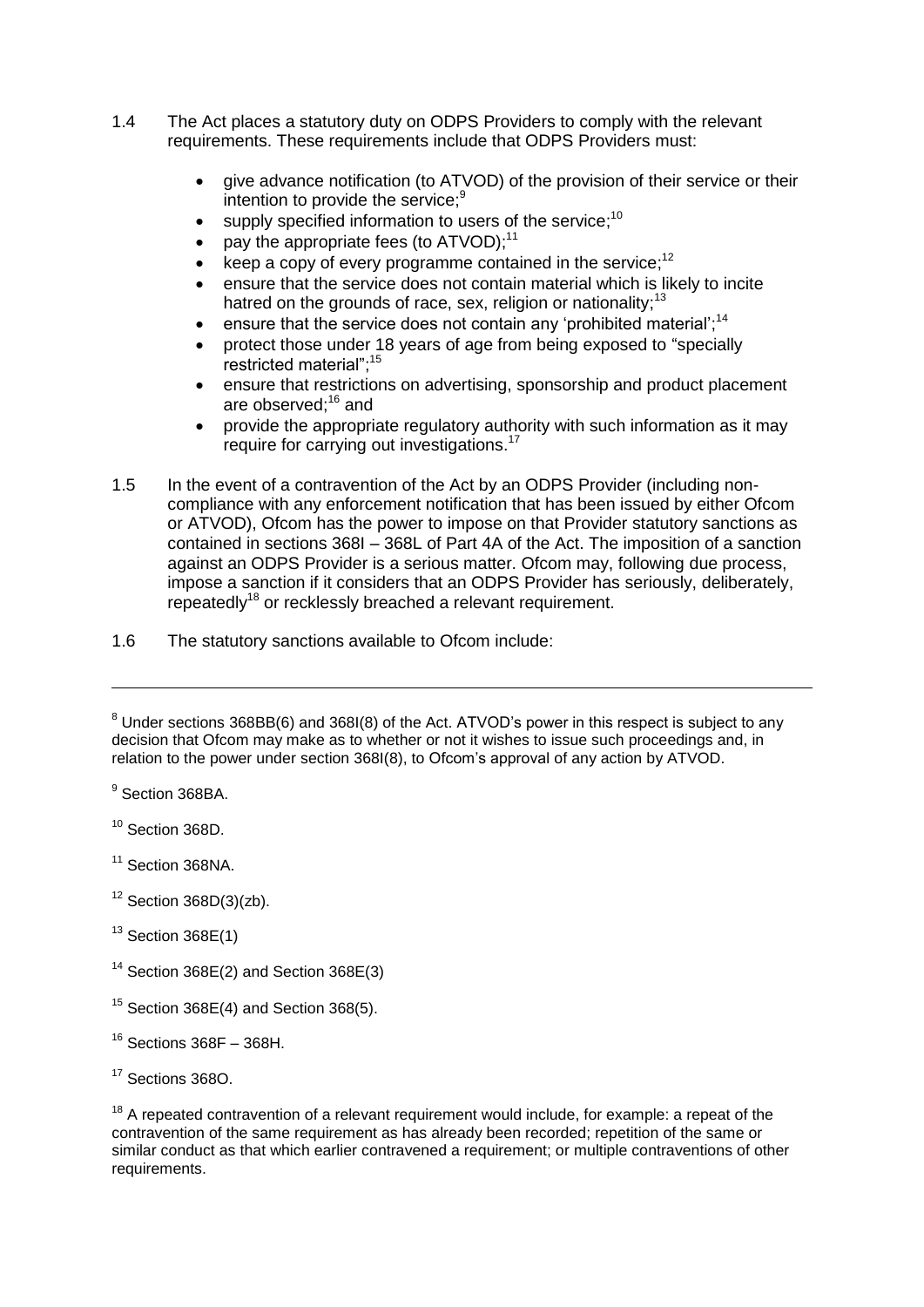1.4 The Act places a statutory duty on ODPS Providers to comply with the relevant requirements. These requirements include that ODPS Providers must:

- give advance notification (to ATVOD) of the provision of their service or their intention to provide the service;[9]
- supply specified information to users of the service;[10]
- pay the appropriate fees (to ATVOD);[11]
- keep a copy of every programme contained in the service;[12]
- ensure that the service does not contain material which is likely to incite hatred on the grounds of race, sex, religion or nationality;[13]
- ensure that the service does not contain any 'prohibited material';[14]
- protect those under 18 years of age from being exposed to "specially restricted material";[15]
- ensure that restrictions on advertising, sponsorship and product placement are observed;[16] and
- provide the appropriate regulatory authority with such information as it may require for carrying out investigations.[17]

1.5 In the event of a contravention of the Act by an ODPS Provider (including non-compliance with any enforcement notification that has been issued by either Ofcom or ATVOD), Ofcom has the power to impose on that Provider statutory sanctions as contained in sections 368I – 368L of Part 4A of the Act. The imposition of a sanction against an ODPS Provider is a serious matter. Ofcom may, following due process, impose a sanction if it considers that an ODPS Provider has seriously, deliberately, repeatedly[18] or recklessly breached a relevant requirement.

1.6 The statutory sanctions available to Ofcom include:

---

[8] Under sections 368BB(6) and 368I(8) of the Act. ATVOD's power in this respect is subject to any decision that Ofcom may make as to whether or not it wishes to issue such proceedings and, in relation to the power under section 368I(8), to Ofcom's approval of any action by ATVOD.

[9] Section 368BA.

[10] Section 368D.

[11] Section 368NA.

[12] Section 368D(3)(zb).

[13] Section 368E(1)

[14] Section 368E(2) and Section 368E(3)

[15] Section 368E(4) and Section 368(5).

[16] Sections 368F – 368H.

[17] Sections 368O.

[18] A repeated contravention of a relevant requirement would include, for example: a repeat of the contravention of the same requirement as has already been recorded; repetition of the same or similar conduct as that which earlier contravened a requirement; or multiple contraventions of other requirements.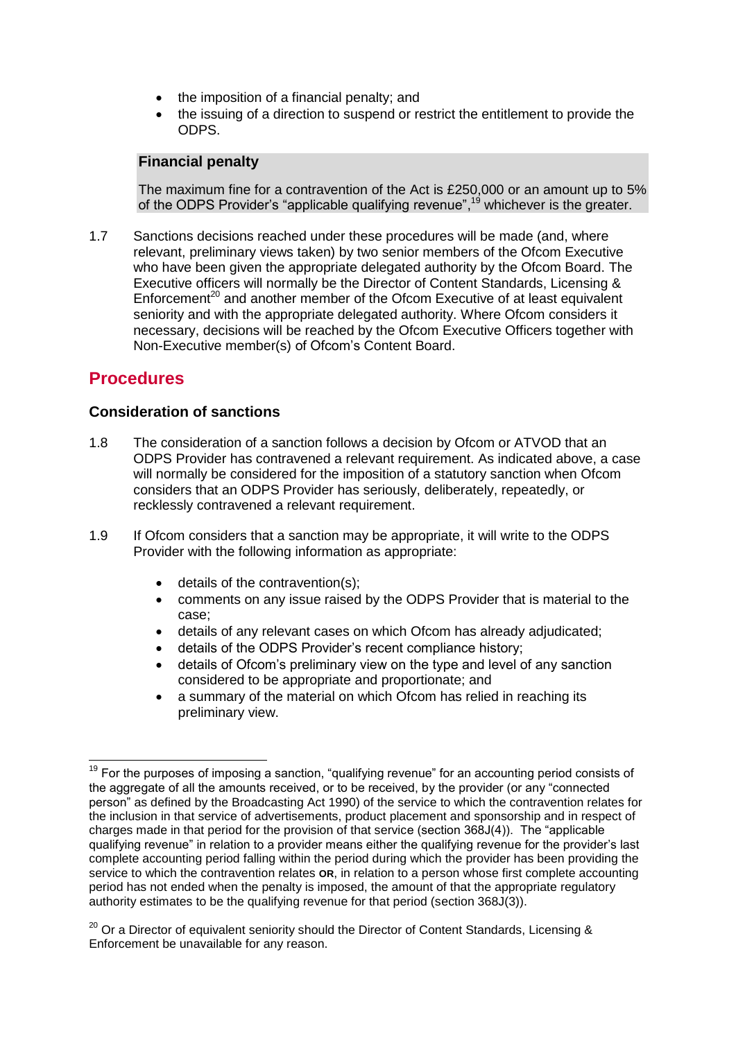- the imposition of a financial penalty; and
- the issuing of a direction to suspend or restrict the entitlement to provide the ODPS.

**Financial penalty**

The maximum fine for a contravention of the Act is £250,000 or an amount up to 5% of the ODPS Provider's "applicable qualifying revenue",[19] whichever is the greater.

1.7 Sanctions decisions reached under these procedures will be made (and, where relevant, preliminary views taken) by two senior members of the Ofcom Executive who have been given the appropriate delegated authority by the Ofcom Board. The Executive officers will normally be the Director of Content Standards, Licensing & Enforcement[20] and another member of the Ofcom Executive of at least equivalent seniority and with the appropriate delegated authority. Where Ofcom considers it necessary, decisions will be reached by the Ofcom Executive Officers together with Non-Executive member(s) of Ofcom's Content Board.

## Procedures

### Consideration of sanctions

1.8 The consideration of a sanction follows a decision by Ofcom or ATVOD that an ODPS Provider has contravened a relevant requirement. As indicated above, a case will normally be considered for the imposition of a statutory sanction when Ofcom considers that an ODPS Provider has seriously, deliberately, repeatedly, or recklessly contravened a relevant requirement.

1.9 If Ofcom considers that a sanction may be appropriate, it will write to the ODPS Provider with the following information as appropriate:

- details of the contravention(s);
- comments on any issue raised by the ODPS Provider that is material to the case;
- details of any relevant cases on which Ofcom has already adjudicated;
- details of the ODPS Provider's recent compliance history;
- details of Ofcom's preliminary view on the type and level of any sanction considered to be appropriate and proportionate; and
- a summary of the material on which Ofcom has relied in reaching its preliminary view.

---

[19] For the purposes of imposing a sanction, "qualifying revenue" for an accounting period consists of the aggregate of all the amounts received, or to be received, by the provider (or any "connected person" as defined by the Broadcasting Act 1990) of the service to which the contravention relates for the inclusion in that service of advertisements, product placement and sponsorship and in respect of charges made in that period for the provision of that service (section 368J(4)). The "applicable qualifying revenue" in relation to a provider means either the qualifying revenue for the provider's last complete accounting period falling within the period during which the provider has been providing the service to which the contravention relates **OR**, in relation to a person whose first complete accounting period has not ended when the penalty is imposed, the amount of that the appropriate regulatory authority estimates to be the qualifying revenue for that period (section 368J(3)).

[20] Or a Director of equivalent seniority should the Director of Content Standards, Licensing & Enforcement be unavailable for any reason.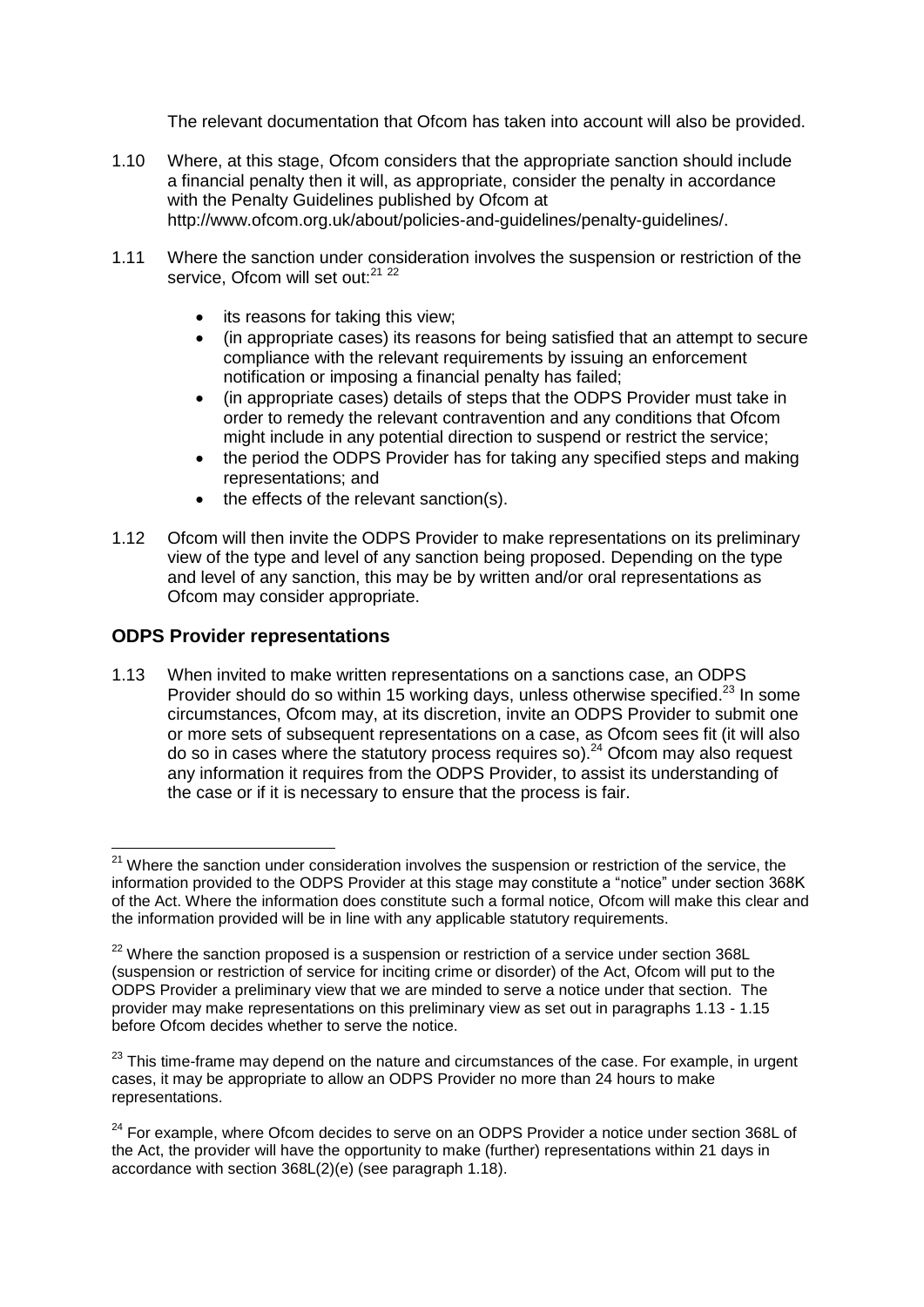The relevant documentation that Ofcom has taken into account will also be provided.

1.10 Where, at this stage, Ofcom considers that the appropriate sanction should include a financial penalty then it will, as appropriate, consider the penalty in accordance with the Penalty Guidelines published by Ofcom at http://www.ofcom.org.uk/about/policies-and-guidelines/penalty-guidelines/.

1.11 Where the sanction under consideration involves the suspension or restriction of the service, Ofcom will set out:[21] [22]

- its reasons for taking this view;
- (in appropriate cases) its reasons for being satisfied that an attempt to secure compliance with the relevant requirements by issuing an enforcement notification or imposing a financial penalty has failed;
- (in appropriate cases) details of steps that the ODPS Provider must take in order to remedy the relevant contravention and any conditions that Ofcom might include in any potential direction to suspend or restrict the service;
- the period the ODPS Provider has for taking any specified steps and making representations; and
- the effects of the relevant sanction(s).

1.12 Ofcom will then invite the ODPS Provider to make representations on its preliminary view of the type and level of any sanction being proposed. Depending on the type and level of any sanction, this may be by written and/or oral representations as Ofcom may consider appropriate.

## ODPS Provider representations

1.13 When invited to make written representations on a sanctions case, an ODPS Provider should do so within 15 working days, unless otherwise specified.[23] In some circumstances, Ofcom may, at its discretion, invite an ODPS Provider to submit one or more sets of subsequent representations on a case, as Ofcom sees fit (it will also do so in cases where the statutory process requires so).[24] Ofcom may also request any information it requires from the ODPS Provider, to assist its understanding of the case or if it is necessary to ensure that the process is fair.

---

[21] Where the sanction under consideration involves the suspension or restriction of the service, the information provided to the ODPS Provider at this stage may constitute a "notice" under section 368K of the Act. Where the information does constitute such a formal notice, Ofcom will make this clear and the information provided will be in line with any applicable statutory requirements.

[22] Where the sanction proposed is a suspension or restriction of a service under section 368L (suspension or restriction of service for inciting crime or disorder) of the Act, Ofcom will put to the ODPS Provider a preliminary view that we are minded to serve a notice under that section. The provider may make representations on this preliminary view as set out in paragraphs 1.13 - 1.15 before Ofcom decides whether to serve the notice.

[23] This time-frame may depend on the nature and circumstances of the case. For example, in urgent cases, it may be appropriate to allow an ODPS Provider no more than 24 hours to make representations.

[24] For example, where Ofcom decides to serve on an ODPS Provider a notice under section 368L of the Act, the provider will have the opportunity to make (further) representations within 21 days in accordance with section 368L(2)(e) (see paragraph 1.18).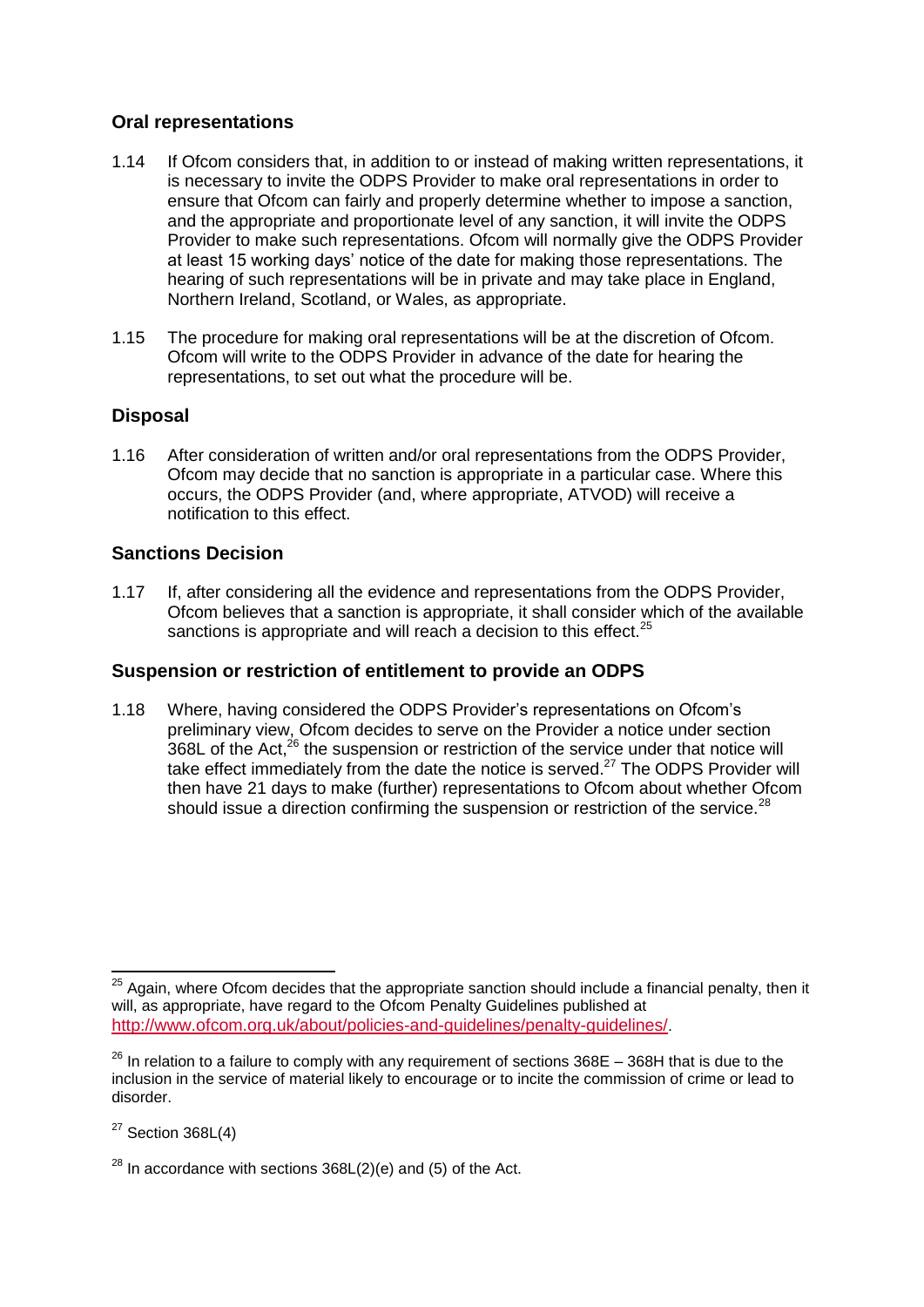## Oral representations

1.14 If Ofcom considers that, in addition to or instead of making written representations, it is necessary to invite the ODPS Provider to make oral representations in order to ensure that Ofcom can fairly and properly determine whether to impose a sanction, and the appropriate and proportionate level of any sanction, it will invite the ODPS Provider to make such representations. Ofcom will normally give the ODPS Provider at least 15 working days' notice of the date for making those representations. The hearing of such representations will be in private and may take place in England, Northern Ireland, Scotland, or Wales, as appropriate.

1.15 The procedure for making oral representations will be at the discretion of Ofcom. Ofcom will write to the ODPS Provider in advance of the date for hearing the representations, to set out what the procedure will be.

## Disposal

1.16 After consideration of written and/or oral representations from the ODPS Provider, Ofcom may decide that no sanction is appropriate in a particular case. Where this occurs, the ODPS Provider (and, where appropriate, ATVOD) will receive a notification to this effect.

## Sanctions Decision

1.17 If, after considering all the evidence and representations from the ODPS Provider, Ofcom believes that a sanction is appropriate, it shall consider which of the available sanctions is appropriate and will reach a decision to this effect.[25]

## Suspension or restriction of entitlement to provide an ODPS

1.18 Where, having considered the ODPS Provider's representations on Ofcom's preliminary view, Ofcom decides to serve on the Provider a notice under section 368L of the Act,[26] the suspension or restriction of the service under that notice will take effect immediately from the date the notice is served.[27] The ODPS Provider will then have 21 days to make (further) representations to Ofcom about whether Ofcom should issue a direction confirming the suspension or restriction of the service.[28]

---

[25] Again, where Ofcom decides that the appropriate sanction should include a financial penalty, then it will, as appropriate, have regard to the Ofcom Penalty Guidelines published at http://www.ofcom.org.uk/about/policies-and-guidelines/penalty-guidelines/.

[26] In relation to a failure to comply with any requirement of sections 368E – 368H that is due to the inclusion in the service of material likely to encourage or to incite the commission of crime or lead to disorder.

[27] Section 368L(4)

[28] In accordance with sections 368L(2)(e) and (5) of the Act.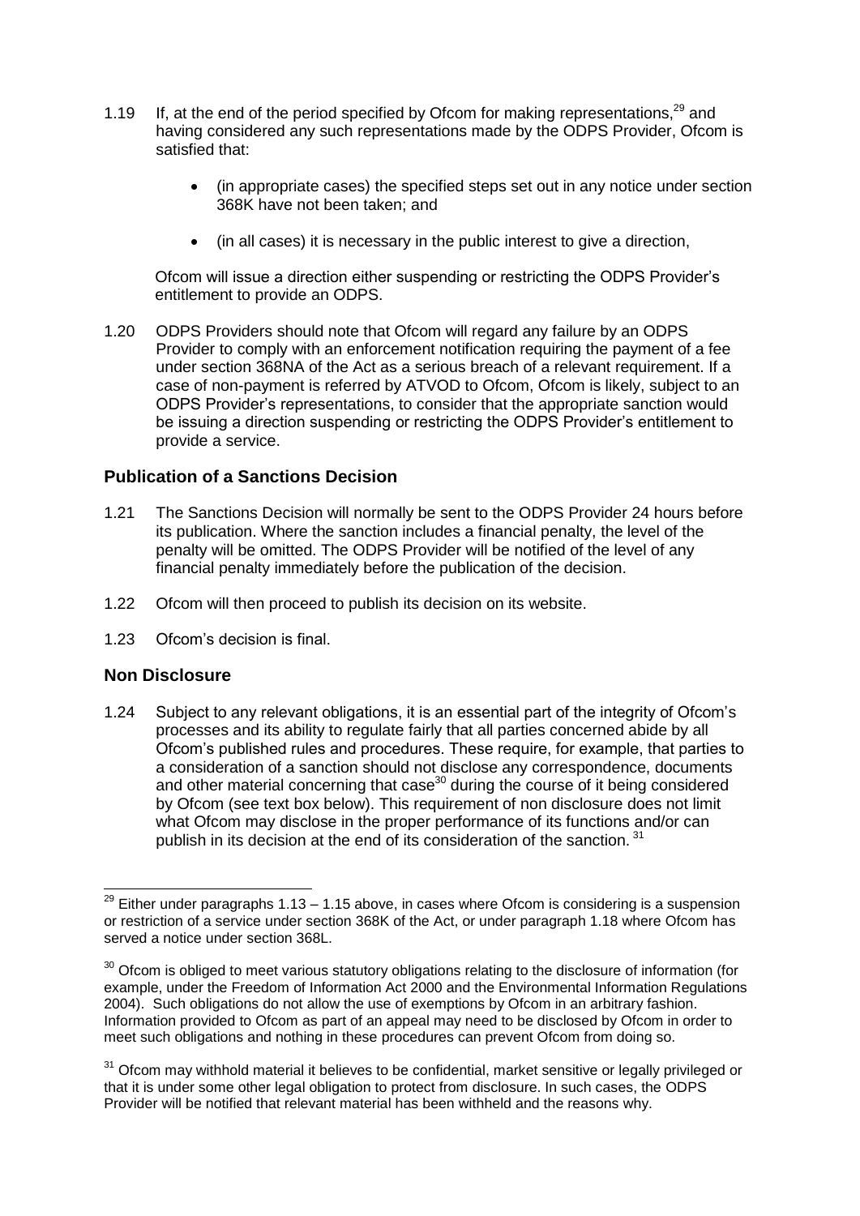1.19 If, at the end of the period specified by Ofcom for making representations,[29] and having considered any such representations made by the ODPS Provider, Ofcom is satisfied that:

- (in appropriate cases) the specified steps set out in any notice under section 368K have not been taken; and
- (in all cases) it is necessary in the public interest to give a direction,

Ofcom will issue a direction either suspending or restricting the ODPS Provider's entitlement to provide an ODPS.

1.20 ODPS Providers should note that Ofcom will regard any failure by an ODPS Provider to comply with an enforcement notification requiring the payment of a fee under section 368NA of the Act as a serious breach of a relevant requirement. If a case of non-payment is referred by ATVOD to Ofcom, Ofcom is likely, subject to an ODPS Provider's representations, to consider that the appropriate sanction would be issuing a direction suspending or restricting the ODPS Provider's entitlement to provide a service.

### Publication of a Sanctions Decision

1.21 The Sanctions Decision will normally be sent to the ODPS Provider 24 hours before its publication. Where the sanction includes a financial penalty, the level of the penalty will be omitted. The ODPS Provider will be notified of the level of any financial penalty immediately before the publication of the decision.

1.22 Ofcom will then proceed to publish its decision on its website.

1.23 Ofcom's decision is final.

### Non Disclosure

1.24 Subject to any relevant obligations, it is an essential part of the integrity of Ofcom's processes and its ability to regulate fairly that all parties concerned abide by all Ofcom's published rules and procedures. These require, for example, that parties to a consideration of a sanction should not disclose any correspondence, documents and other material concerning that case[30] during the course of it being considered by Ofcom (see text box below). This requirement of non disclosure does not limit what Ofcom may disclose in the proper performance of its functions and/or can publish in its decision at the end of its consideration of the sanction.[31]

---

[29] Either under paragraphs 1.13 – 1.15 above, in cases where Ofcom is considering is a suspension or restriction of a service under section 368K of the Act, or under paragraph 1.18 where Ofcom has served a notice under section 368L.

[30] Ofcom is obliged to meet various statutory obligations relating to the disclosure of information (for example, under the Freedom of Information Act 2000 and the Environmental Information Regulations 2004). Such obligations do not allow the use of exemptions by Ofcom in an arbitrary fashion. Information provided to Ofcom as part of an appeal may need to be disclosed by Ofcom in order to meet such obligations and nothing in these procedures can prevent Ofcom from doing so.

[31] Ofcom may withhold material it believes to be confidential, market sensitive or legally privileged or that it is under some other legal obligation to protect from disclosure. In such cases, the ODPS Provider will be notified that relevant material has been withheld and the reasons why.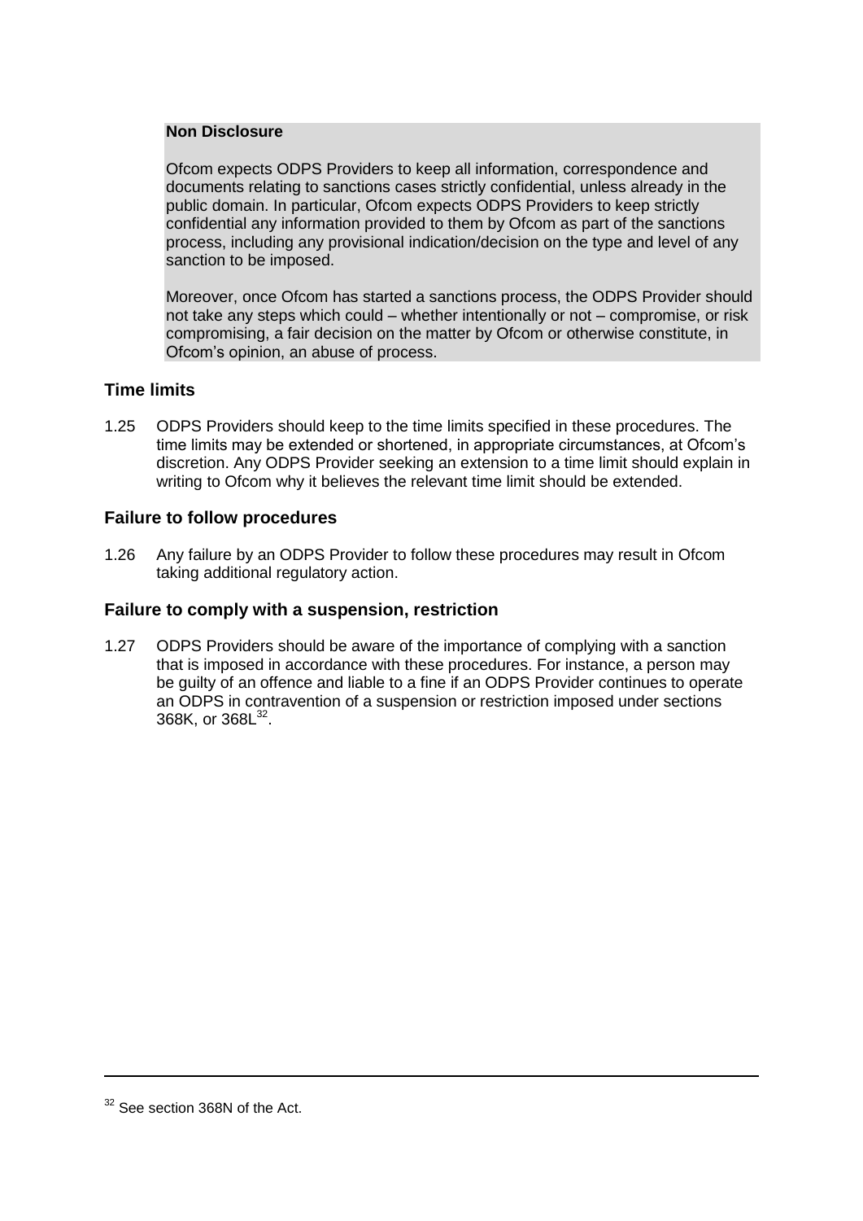**Non Disclosure**

Ofcom expects ODPS Providers to keep all information, correspondence and documents relating to sanctions cases strictly confidential, unless already in the public domain. In particular, Ofcom expects ODPS Providers to keep strictly confidential any information provided to them by Ofcom as part of the sanctions process, including any provisional indication/decision on the type and level of any sanction to be imposed.

Moreover, once Ofcom has started a sanctions process, the ODPS Provider should not take any steps which could – whether intentionally or not – compromise, or risk compromising, a fair decision on the matter by Ofcom or otherwise constitute, in Ofcom's opinion, an abuse of process.

## Time limits

1.25 ODPS Providers should keep to the time limits specified in these procedures. The time limits may be extended or shortened, in appropriate circumstances, at Ofcom's discretion. Any ODPS Provider seeking an extension to a time limit should explain in writing to Ofcom why it believes the relevant time limit should be extended.

## Failure to follow procedures

1.26 Any failure by an ODPS Provider to follow these procedures may result in Ofcom taking additional regulatory action.

## Failure to comply with a suspension, restriction

1.27 ODPS Providers should be aware of the importance of complying with a sanction that is imposed in accordance with these procedures. For instance, a person may be guilty of an offence and liable to a fine if an ODPS Provider continues to operate an ODPS in contravention of a suspension or restriction imposed under sections 368K, or 368L[32].

[32] See section 368N of the Act.